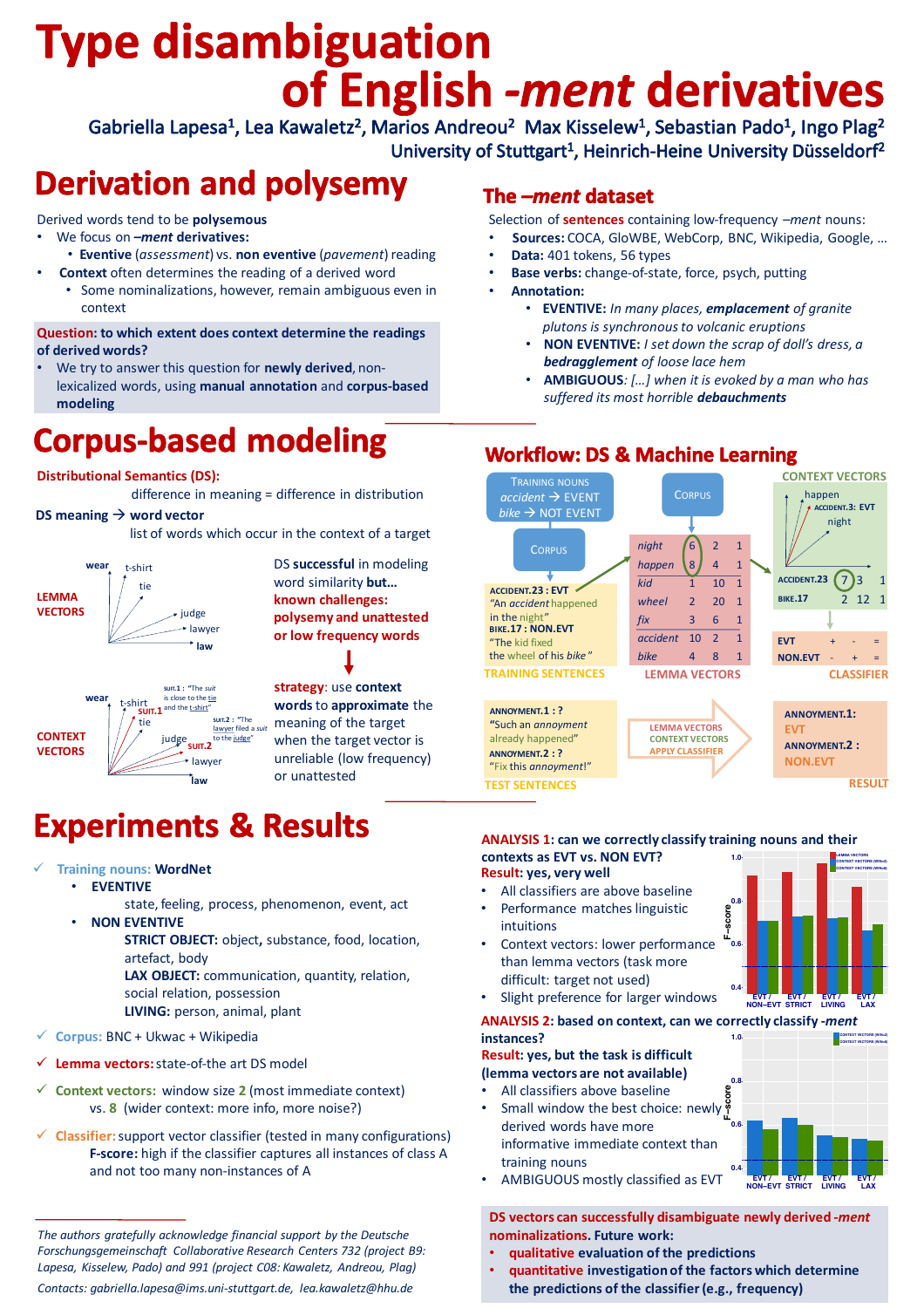# Type disambiguation of English *-ment* derivatives

Gabriella Lapesa[1], Lea Kawaletz[2], Marios Andreou[2] Max Kisselew[1], Sebastian Pado[1], Ingo Plag[2]

University of Stuttgart[1], Heinrich-Heine University Düsseldorf[2]

## Derivation and polysemy

Derived words tend to be **polysemous**

- We focus on ***–ment* derivatives:**
  - **Eventive** (*assessment*) vs. **non eventive** (*pavement*) reading
- **Context** often determines the reading of a derived word
  - Some nominalizations, however, remain ambiguous even in context

**Question: to which extent does context determine the readings of derived words?**

- We try to answer this question for **newly derived**, non-lexicalized words, using **manual annotation** and **corpus-based modeling**

## The *–ment* dataset

Selection of **sentences** containing low-frequency *–ment* nouns:

- **Sources:** COCA, GloWBE, WebCorp, BNC, Wikipedia, Google, …
- **Data:** 401 tokens, 56 types
- **Base verbs:** change-of-state, force, psych, putting
- **Annotation:**
  - **EVENTIVE:** *In many places, **emplacement** of granite plutons is synchronous to volcanic eruptions*
  - **NON EVENTIVE:** *I set down the scrap of doll's dress, a **bedragglement** of loose lace hem*
  - **AMBIGUOUS***: […] when it is evoked by a man who has suffered its most horrible **debauchments***

## Corpus-based modeling

**Distributional Semantics (DS):**

difference in meaning = difference in distribution

**DS meaning → word vector**

list of words which occur in the context of a target

LEMMA VECTORS

DS **successful** in modeling word similarity **but… known challenges: polysemy and unattested or low frequency words**

CONTEXT VECTORS

**strategy**: use **context words** to **approximate** the meaning of the target when the target vector is unreliable (low frequency) or unattested

## Workflow: DS & Machine Learning

TRAINING NOUNS: *accident* → EVENT; *bike* → NOT EVENT

TRAINING SENTENCES:
- ACCIDENT.23 : EVT — "An *accident* happened in the night"
- BIKE.17 : NON.EVT — "The kid fixed the wheel of his *bike*"

LEMMA VECTORS:

| | | | |
|---|---|---|---|
| night | 6 | 2 | 1 |
| happen | 8 | 4 | 1 |
| kid | 1 | 10 | 1 |
| wheel | 2 | 20 | 1 |
| fix | 3 | 6 | 1 |
| accident | 10 | 2 | 1 |
| bike | 4 | 8 | 1 |

CONTEXT VECTORS:

| | | | |
|---|---|---|---|
| ACCIDENT.23 | 7 | 3 | 1 |
| BIKE.17 | 2 | 12 | 1 |

CLASSIFIER:

| | | | |
|---|---|---|---|
| EVT | + | - | = |
| NON.EVT | - | + | = |

TEST SENTENCES:
- ANNOYMENT.1 : ? — "Such an *annoyment* already happened"
- ANNOYMENT.2 : ? — "Fix this *annoyment*!"

LEMMA VECTORS / CONTEXT VECTORS / APPLY CLASSIFIER

RESULT:
- ANNOYMENT.1: EVT
- ANNOYMENT.2 : NON.EVT

## Experiments & Results

- **Training nouns: WordNet**
  - **EVENTIVE**
    state, feeling, process, phenomenon, event, act
  - **NON EVENTIVE**
    **STRICT OBJECT:** object, substance, food, location, artefact, body
    **LAX OBJECT:** communication, quantity, relation, social relation, possession
    **LIVING:** person, animal, plant
- **Corpus:** BNC + Ukwac + Wikipedia
- **Lemma vectors:** state-of-the art DS model
- **Context vectors:** window size **2** (most immediate context) vs. **8** (wider context: more info, more noise?)
- **Classifier:** support vector classifier (tested in many configurations)
  **F-score:** high if the classifier captures all instances of class A and not too many non-instances of A

**ANALYSIS 1: can we correctly classify training nouns and their contexts as EVT vs. NON EVT?**

**Result: yes, very well**

- All classifiers are above baseline
- Performance matches linguistic intuitions
- Context vectors: lower performance than lemma vectors (task more difficult: target not used)
- Slight preference for larger windows

**ANALYSIS 2: based on context, can we correctly classify *-ment* instances?**

**Result: yes, but the task is difficult (lemma vectors are not available)**

- All classifiers above baseline
- Small window the best choice: newly derived words have more informative immediate context than training nouns
- AMBIGUOUS mostly classified as EVT

**DS vectors can successfully disambiguate newly derived *-ment* nominalizations. Future work:**

- **qualitative** evaluation of the predictions
- **quantitative** investigation of the factors which determine the predictions of the classifier (e.g., frequency)

*The authors gratefully acknowledge financial support by the Deutsche Forschungsgemeinschaft Collaborative Research Centers 732 (project B9: Lapesa, Kisselew, Pado) and 991 (project C08: Kawaletz, Andreou, Plag)*

*Contacts: gabriella.lapesa@ims.uni-stuttgart.de, lea.kawaletz@hhu.de*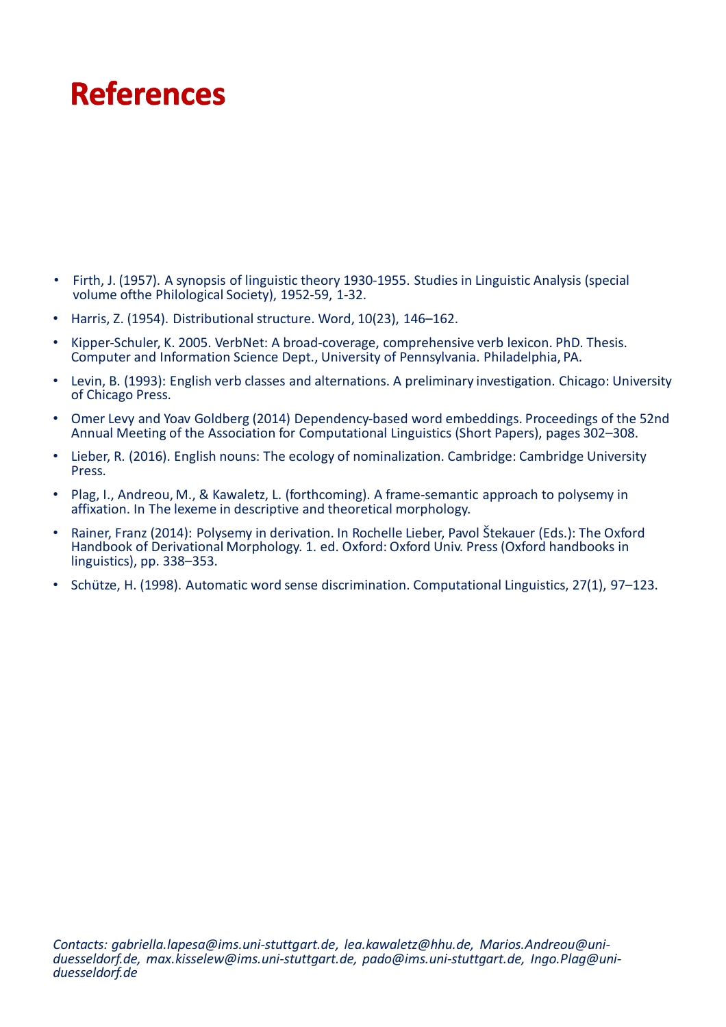# References

- Firth, J. (1957). A synopsis of linguistic theory 1930-1955. Studies in Linguistic Analysis (special volume ofthe Philological Society), 1952-59, 1-32.
- Harris, Z. (1954). Distributional structure. Word, 10(23), 146–162.
- Kipper-Schuler, K. 2005. VerbNet: A broad-coverage, comprehensive verb lexicon. PhD. Thesis. Computer and Information Science Dept., University of Pennsylvania. Philadelphia, PA.
- Levin, B. (1993): English verb classes and alternations. A preliminary investigation. Chicago: University of Chicago Press.
- Omer Levy and Yoav Goldberg (2014) Dependency-based word embeddings. Proceedings of the 52nd Annual Meeting of the Association for Computational Linguistics (Short Papers), pages 302–308.
- Lieber, R. (2016). English nouns: The ecology of nominalization. Cambridge: Cambridge University Press.
- Plag, I., Andreou, M., & Kawaletz, L. (forthcoming). A frame-semantic approach to polysemy in affixation. In The lexeme in descriptive and theoretical morphology.
- Rainer, Franz (2014): Polysemy in derivation. In Rochelle Lieber, Pavol Štekauer (Eds.): The Oxford Handbook of Derivational Morphology. 1. ed. Oxford: Oxford Univ. Press (Oxford handbooks in linguistics), pp. 338–353.
- Schütze, H. (1998). Automatic word sense discrimination. Computational Linguistics, 27(1), 97–123.

*Contacts: gabriella.lapesa@ims.uni-stuttgart.de, lea.kawaletz@hhu.de, Marios.Andreou@uni-duesseldorf.de, max.kisselew@ims.uni-stuttgart.de, pado@ims.uni-stuttgart.de, Ingo.Plag@uni-duesseldorf.de*